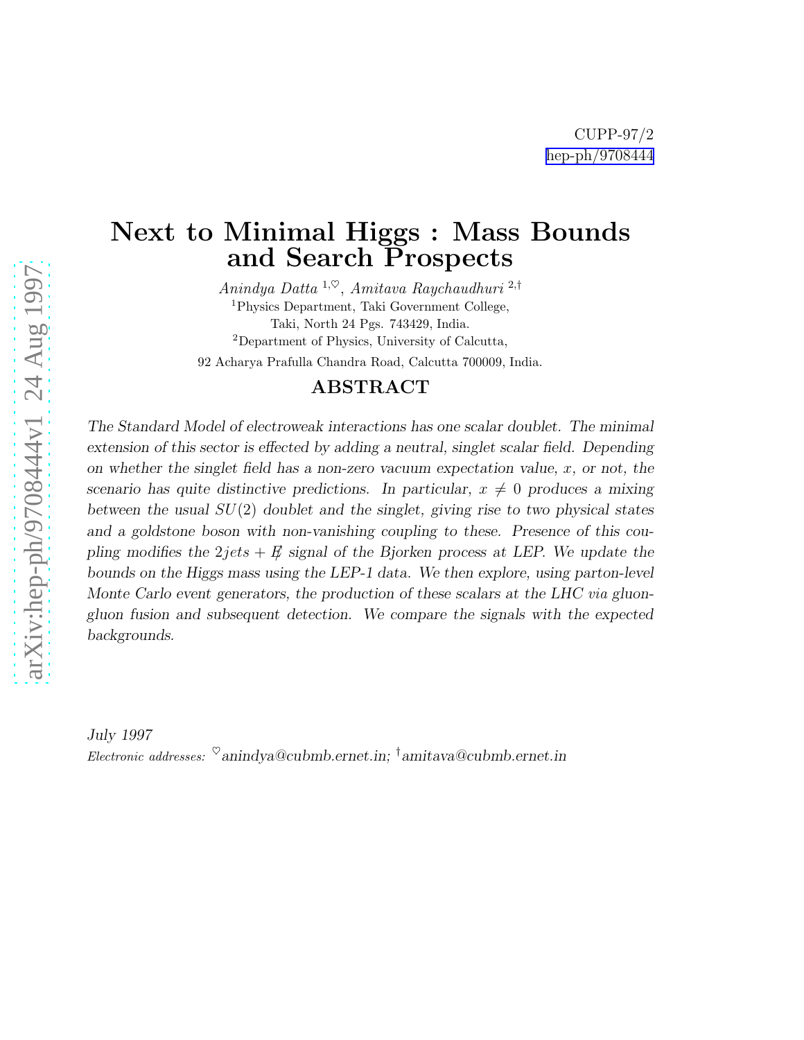CUPP-97/2
hep-ph/9708444

# Next to Minimal Higgs : Mass Bounds and Search Prospects

*Anindya Datta* [1,♡], *Amitava Raychaudhuri* [2,†]

[1]Physics Department, Taki Government College,
Taki, North 24 Pgs. 743429, India.

[2]Department of Physics, University of Calcutta,
92 Acharya Prafulla Chandra Road, Calcutta 700009, India.

## ABSTRACT

*The Standard Model of electroweak interactions has one scalar doublet. The minimal extension of this sector is effected by adding a neutral, singlet scalar field. Depending on whether the singlet field has a non-zero vacuum expectation value, $x$, or not, the scenario has quite distinctive predictions. In particular, $x \neq 0$ produces a mixing between the usual $SU(2)$ doublet and the singlet, giving rise to two physical states and a goldstone boson with non-vanishing coupling to these. Presence of this coupling modifies the $2jets + \not{E}$ signal of the Bjorken process at LEP. We update the bounds on the Higgs mass using the LEP-1 data. We then explore, using parton-level Monte Carlo event generators, the production of these scalars at the LHC via gluon-gluon fusion and subsequent detection. We compare the signals with the expected backgrounds.*

*July 1997*

*Electronic addresses:* [♡]anindya@cubmb.ernet.in; [†]amitava@cubmb.ernet.in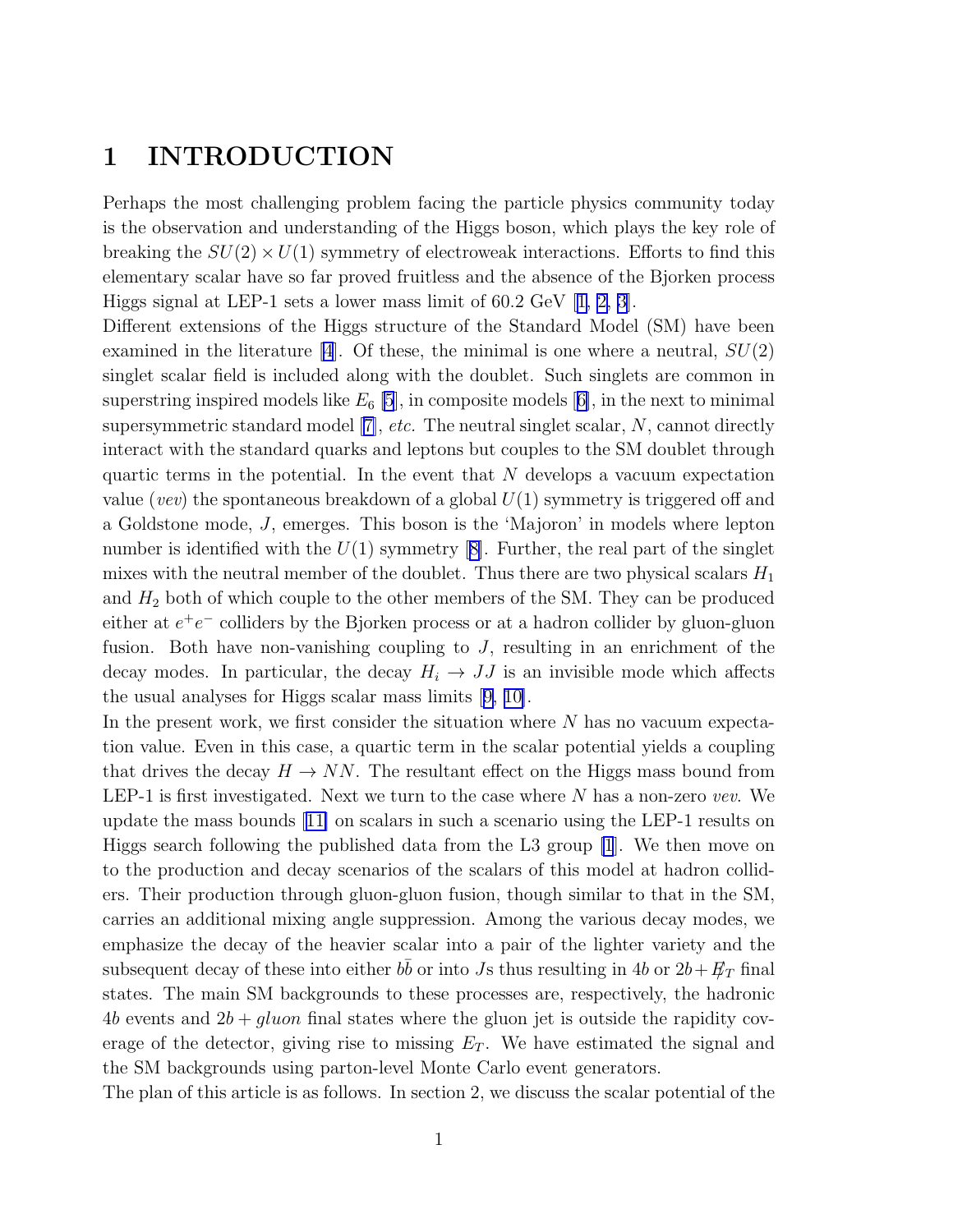# 1 INTRODUCTION

Perhaps the most challenging problem facing the particle physics community today is the observation and understanding of the Higgs boson, which plays the key role of breaking the $SU(2) \times U(1)$ symmetry of electroweak interactions. Efforts to find this elementary scalar have so far proved fruitless and the absence of the Bjorken process Higgs signal at LEP-1 sets a lower mass limit of 60.2 GeV [1, 2, 3].

Different extensions of the Higgs structure of the Standard Model (SM) have been examined in the literature [4]. Of these, the minimal is one where a neutral, $SU(2)$ singlet scalar field is included along with the doublet. Such singlets are common in superstring inspired models like $E_6$ [5], in composite models [6], in the next to minimal supersymmetric standard model [7], *etc.* The neutral singlet scalar, $N$, cannot directly interact with the standard quarks and leptons but couples to the SM doublet through quartic terms in the potential. In the event that $N$ develops a vacuum expectation value (*vev*) the spontaneous breakdown of a global $U(1)$ symmetry is triggered off and a Goldstone mode, $J$, emerges. This boson is the 'Majoron' in models where lepton number is identified with the $U(1)$ symmetry [8]. Further, the real part of the singlet mixes with the neutral member of the doublet. Thus there are two physical scalars $H_1$ and $H_2$ both of which couple to the other members of the SM. They can be produced either at $e^+e^-$ colliders by the Bjorken process or at a hadron collider by gluon-gluon fusion. Both have non-vanishing coupling to $J$, resulting in an enrichment of the decay modes. In particular, the decay $H_i \to JJ$ is an invisible mode which affects the usual analyses for Higgs scalar mass limits [9, 10].

In the present work, we first consider the situation where $N$ has no vacuum expectation value. Even in this case, a quartic term in the scalar potential yields a coupling that drives the decay $H \to NN$. The resultant effect on the Higgs mass bound from LEP-1 is first investigated. Next we turn to the case where $N$ has a non-zero *vev*. We update the mass bounds [11] on scalars in such a scenario using the LEP-1 results on Higgs search following the published data from the L3 group [1]. We then move on to the production and decay scenarios of the scalars of this model at hadron colliders. Their production through gluon-gluon fusion, though similar to that in the SM, carries an additional mixing angle suppression. Among the various decay modes, we emphasize the decay of the heavier scalar into a pair of the lighter variety and the subsequent decay of these into either $b\bar{b}$ or into $J$s thus resulting in $4b$ or $2b + \not{E}_T$ final states. The main SM backgrounds to these processes are, respectively, the hadronic $4b$ events and $2b + gluon$ final states where the gluon jet is outside the rapidity coverage of the detector, giving rise to missing $E_T$. We have estimated the signal and the SM backgrounds using parton-level Monte Carlo event generators.

The plan of this article is as follows. In section 2, we discuss the scalar potential of the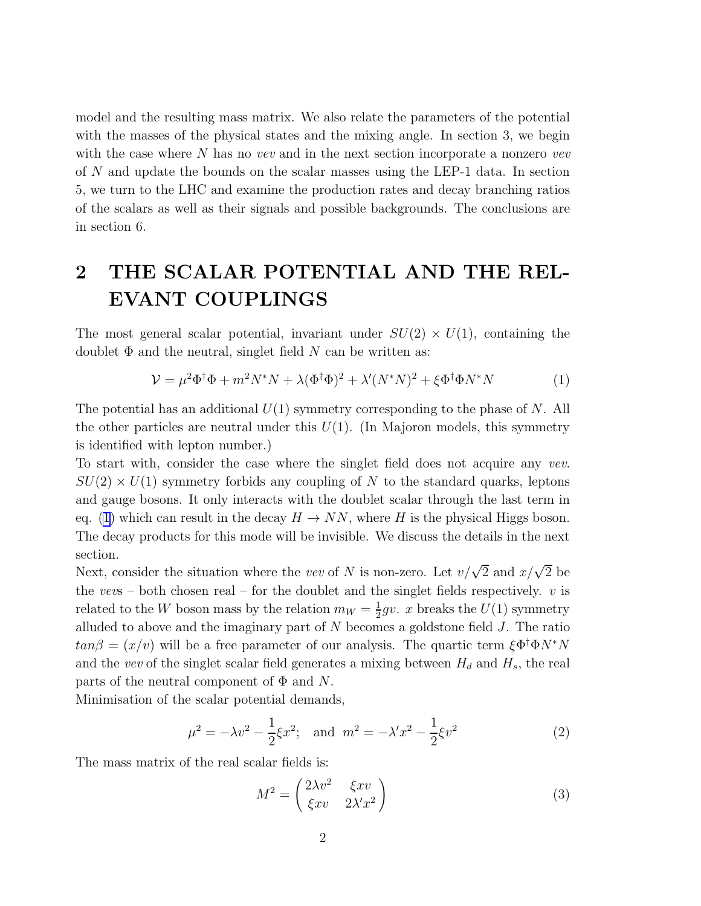model and the resulting mass matrix. We also relate the parameters of the potential with the masses of the physical states and the mixing angle. In section 3, we begin with the case where $N$ has no *vev* and in the next section incorporate a nonzero *vev* of $N$ and update the bounds on the scalar masses using the LEP-1 data. In section 5, we turn to the LHC and examine the production rates and decay branching ratios of the scalars as well as their signals and possible backgrounds. The conclusions are in section 6.

# 2 THE SCALAR POTENTIAL AND THE RELEVANT COUPLINGS

The most general scalar potential, invariant under $SU(2) \times U(1)$, containing the doublet $\Phi$ and the neutral, singlet field $N$ can be written as:

$$\mathcal{V} = \mu^2 \Phi^\dagger \Phi + m^2 N^* N + \lambda (\Phi^\dagger \Phi)^2 + \lambda' (N^* N)^2 + \xi \Phi^\dagger \Phi N^* N \tag{1}$$

The potential has an additional $U(1)$ symmetry corresponding to the phase of $N$. All the other particles are neutral under this $U(1)$. (In Majoron models, this symmetry is identified with lepton number.)

To start with, consider the case where the singlet field does not acquire any *vev*. $SU(2) \times U(1)$ symmetry forbids any coupling of $N$ to the standard quarks, leptons and gauge bosons. It only interacts with the doublet scalar through the last term in eq. (1) which can result in the decay $H \to NN$, where $H$ is the physical Higgs boson. The decay products for this mode will be invisible. We discuss the details in the next section.

Next, consider the situation where the *vev* of $N$ is non-zero. Let $v/\sqrt{2}$ and $x/\sqrt{2}$ be the *vev*s – both chosen real – for the doublet and the singlet fields respectively. $v$ is related to the $W$ boson mass by the relation $m_W = \frac{1}{2} g v$. $x$ breaks the $U(1)$ symmetry alluded to above and the imaginary part of $N$ becomes a goldstone field $J$. The ratio $tan\beta = (x/v)$ will be a free parameter of our analysis. The quartic term $\xi \Phi^\dagger \Phi N^* N$ and the *vev* of the singlet scalar field generates a mixing between $H_d$ and $H_s$, the real parts of the neutral component of $\Phi$ and $N$.

Minimisation of the scalar potential demands,

$$\mu^2 = -\lambda v^2 - \frac{1}{2} \xi x^2; \quad \text{and} \quad m^2 = -\lambda' x^2 - \frac{1}{2} \xi v^2 \tag{2}$$

The mass matrix of the real scalar fields is:

$$M^2 = \begin{pmatrix} 2\lambda v^2 & \xi x v \\ \xi x v & 2\lambda' x^2 \end{pmatrix} \tag{3}$$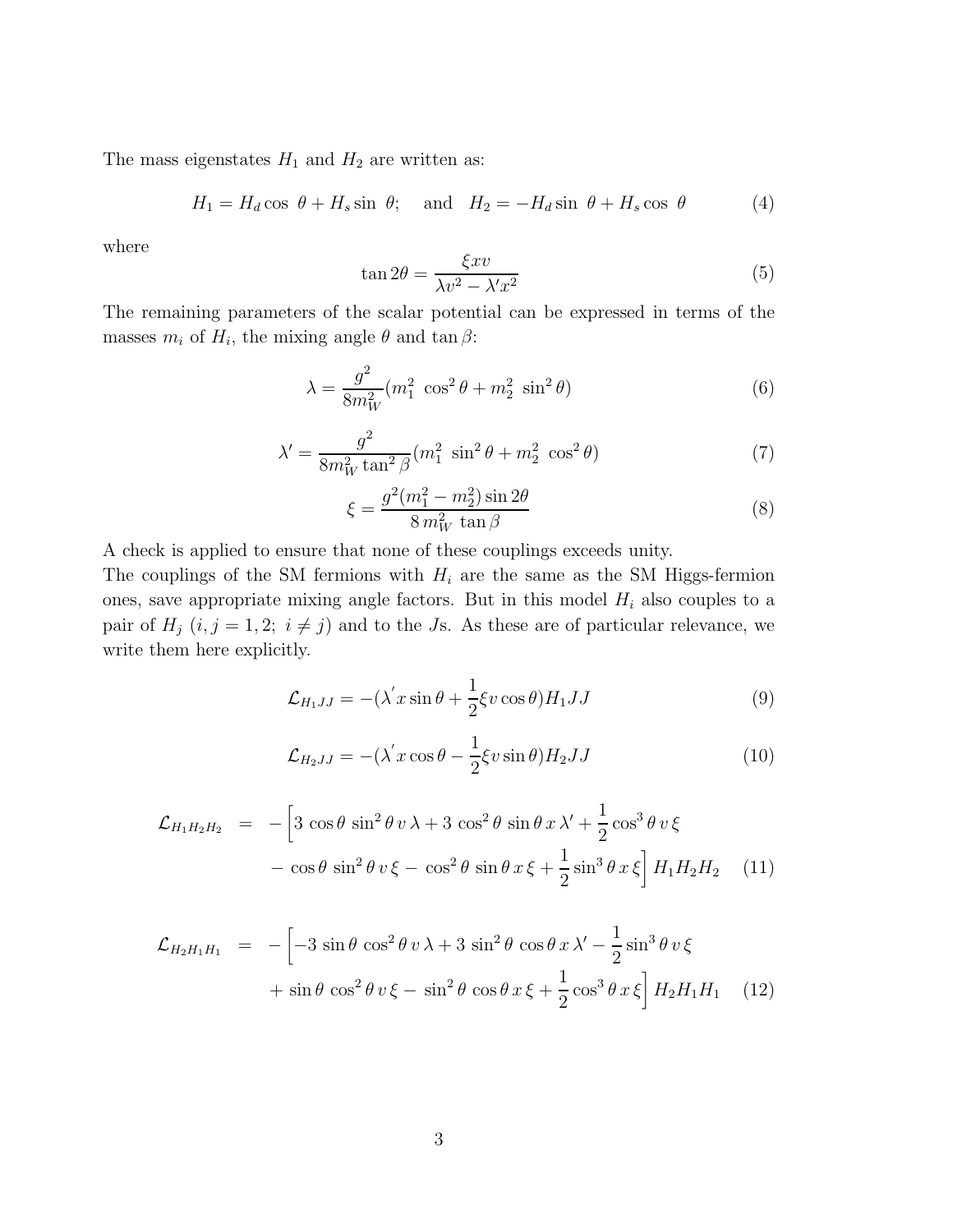The mass eigenstates $H_1$ and $H_2$ are written as:

$$H_1 = H_d \cos\ \theta + H_s \sin\ \theta; \quad \text{and} \quad H_2 = -H_d \sin\ \theta + H_s \cos\ \theta \tag{4}$$

where

$$\tan 2\theta = \frac{\xi x v}{\lambda v^2 - \lambda' x^2} \tag{5}$$

The remaining parameters of the scalar potential can be expressed in terms of the masses $m_i$ of $H_i$, the mixing angle $\theta$ and $\tan\beta$:

$$\lambda = \frac{g^2}{8 m_W^2}(m_1^2\ \cos^2\theta + m_2^2\ \sin^2\theta) \tag{6}$$

$$\lambda' = \frac{g^2}{8 m_W^2 \tan^2\beta}(m_1^2\ \sin^2\theta + m_2^2\ \cos^2\theta) \tag{7}$$

$$\xi = \frac{g^2 (m_1^2 - m_2^2) \sin 2\theta}{8\, m_W^2\ \tan\beta} \tag{8}$$

A check is applied to ensure that none of these couplings exceeds unity.
The couplings of the SM fermions with $H_i$ are the same as the SM Higgs-fermion ones, save appropriate mixing angle factors. But in this model $H_i$ also couples to a pair of $H_j$ $(i, j = 1, 2;\ i \neq j)$ and to the $J$s. As these are of particular relevance, we write them here explicitly.

$$\mathcal{L}_{H_1 JJ} = -(\lambda' x \sin\theta + \frac{1}{2}\xi v \cos\theta) H_1 JJ \tag{9}$$

$$\mathcal{L}_{H_2 JJ} = -(\lambda' x \cos\theta - \frac{1}{2}\xi v \sin\theta) H_2 JJ \tag{10}$$

$$\begin{aligned}\mathcal{L}_{H_1 H_2 H_2} \;=\; & -\Big[3\,\cos\theta\,\sin^2\theta\,v\,\lambda + 3\,\cos^2\theta\,\sin\theta\,x\,\lambda' + \frac{1}{2}\cos^3\theta\,v\,\xi \\ & -\,\cos\theta\,\sin^2\theta\,v\,\xi -\,\cos^2\theta\,\sin\theta\,x\,\xi + \frac{1}{2}\sin^3\theta\,x\,\xi\Big]\,H_1 H_2 H_2\end{aligned} \tag{11}$$

$$\begin{aligned}\mathcal{L}_{H_2 H_1 H_1} \;=\; & -\Big[-3\,\sin\theta\,\cos^2\theta\,v\,\lambda + 3\,\sin^2\theta\,\cos\theta\,x\,\lambda' - \frac{1}{2}\sin^3\theta\,v\,\xi \\ & +\,\sin\theta\,\cos^2\theta\,v\,\xi -\,\sin^2\theta\,\cos\theta\,x\,\xi + \frac{1}{2}\cos^3\theta\,x\,\xi\Big]\,H_2 H_1 H_1\end{aligned} \tag{12}$$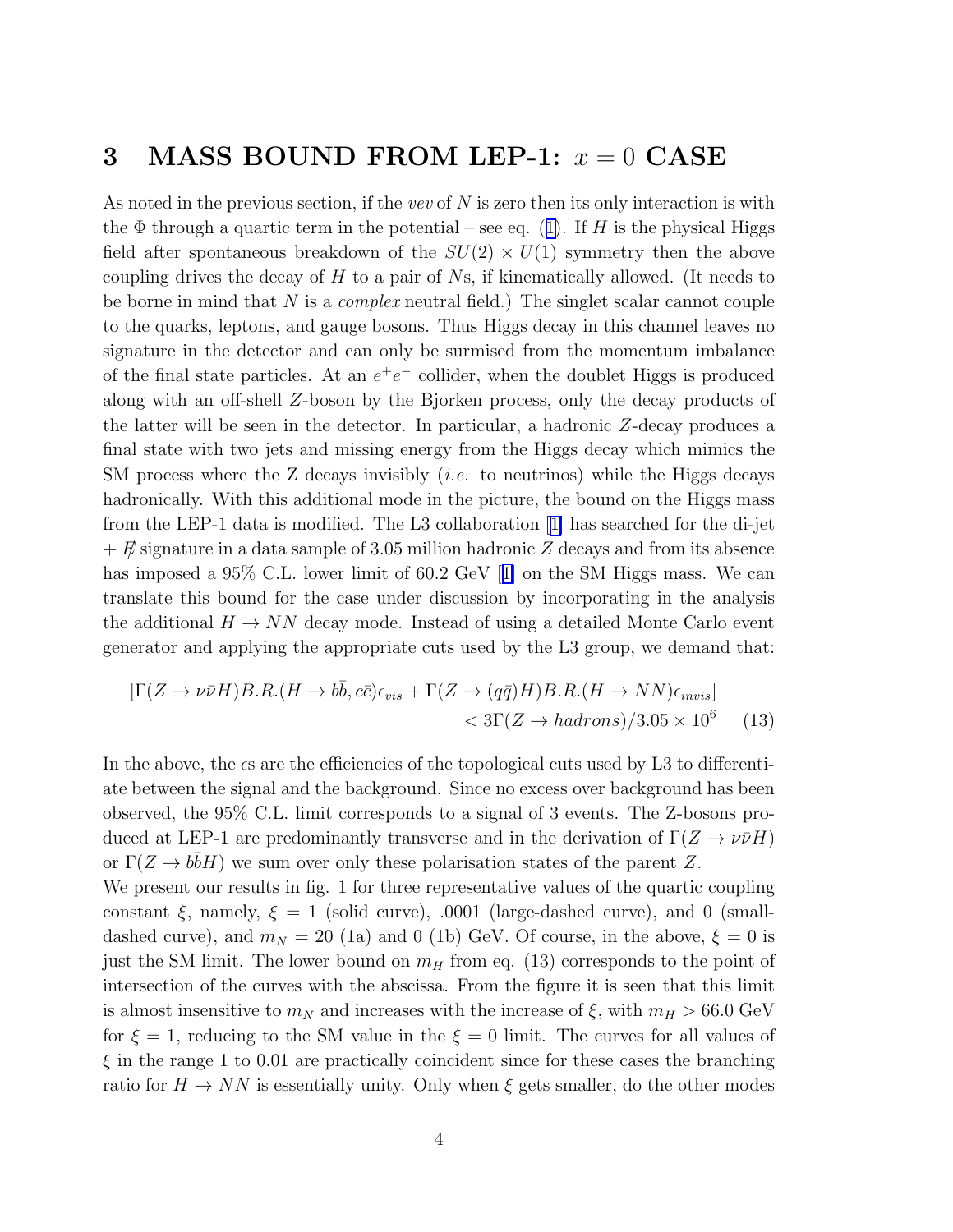# 3 MASS BOUND FROM LEP-1: $x = 0$ CASE

As noted in the previous section, if the *vev* of $N$ is zero then its only interaction is with the $\Phi$ through a quartic term in the potential – see eq. (1). If $H$ is the physical Higgs field after spontaneous breakdown of the $SU(2) \times U(1)$ symmetry then the above coupling drives the decay of $H$ to a pair of $N$s, if kinematically allowed. (It needs to be borne in mind that $N$ is a *complex* neutral field.) The singlet scalar cannot couple to the quarks, leptons, and gauge bosons. Thus Higgs decay in this channel leaves no signature in the detector and can only be surmised from the momentum imbalance of the final state particles. At an $e^+e^-$ collider, when the doublet Higgs is produced along with an off-shell $Z$-boson by the Bjorken process, only the decay products of the latter will be seen in the detector. In particular, a hadronic $Z$-decay produces a final state with two jets and missing energy from the Higgs decay which mimics the SM process where the Z decays invisibly (*i.e.* to neutrinos) while the Higgs decays hadronically. With this additional mode in the picture, the bound on the Higgs mass from the LEP-1 data is modified. The L3 collaboration [1] has searched for the di-jet $+ \not{E}$ signature in a data sample of 3.05 million hadronic $Z$ decays and from its absence has imposed a 95% C.L. lower limit of 60.2 GeV [1] on the SM Higgs mass. We can translate this bound for the case under discussion by incorporating in the analysis the additional $H \to NN$ decay mode. Instead of using a detailed Monte Carlo event generator and applying the appropriate cuts used by the L3 group, we demand that:

$$[\Gamma(Z \to \nu\bar{\nu}H) B.R.(H \to b\bar{b}, c\bar{c})\epsilon_{vis} + \Gamma(Z \to (q\bar{q})H) B.R.(H \to NN)\epsilon_{invis}] < 3\Gamma(Z \to hadrons)/3.05 \times 10^6 \quad (13)$$

In the above, the $\epsilon$s are the efficiencies of the topological cuts used by L3 to differentiate between the signal and the background. Since no excess over background has been observed, the 95% C.L. limit corresponds to a signal of 3 events. The Z-bosons produced at LEP-1 are predominantly transverse and in the derivation of $\Gamma(Z \to \nu\bar{\nu}H)$ or $\Gamma(Z \to b\bar{b}H)$ we sum over only these polarisation states of the parent $Z$.

We present our results in fig. 1 for three representative values of the quartic coupling constant $\xi$, namely, $\xi = 1$ (solid curve), .0001 (large-dashed curve), and 0 (small-dashed curve), and $m_N = 20$ (1a) and 0 (1b) GeV. Of course, in the above, $\xi = 0$ is just the SM limit. The lower bound on $m_H$ from eq. (13) corresponds to the point of intersection of the curves with the abscissa. From the figure it is seen that this limit is almost insensitive to $m_N$ and increases with the increase of $\xi$, with $m_H > 66.0$ GeV for $\xi = 1$, reducing to the SM value in the $\xi = 0$ limit. The curves for all values of $\xi$ in the range 1 to 0.01 are practically coincident since for these cases the branching ratio for $H \to NN$ is essentially unity. Only when $\xi$ gets smaller, do the other modes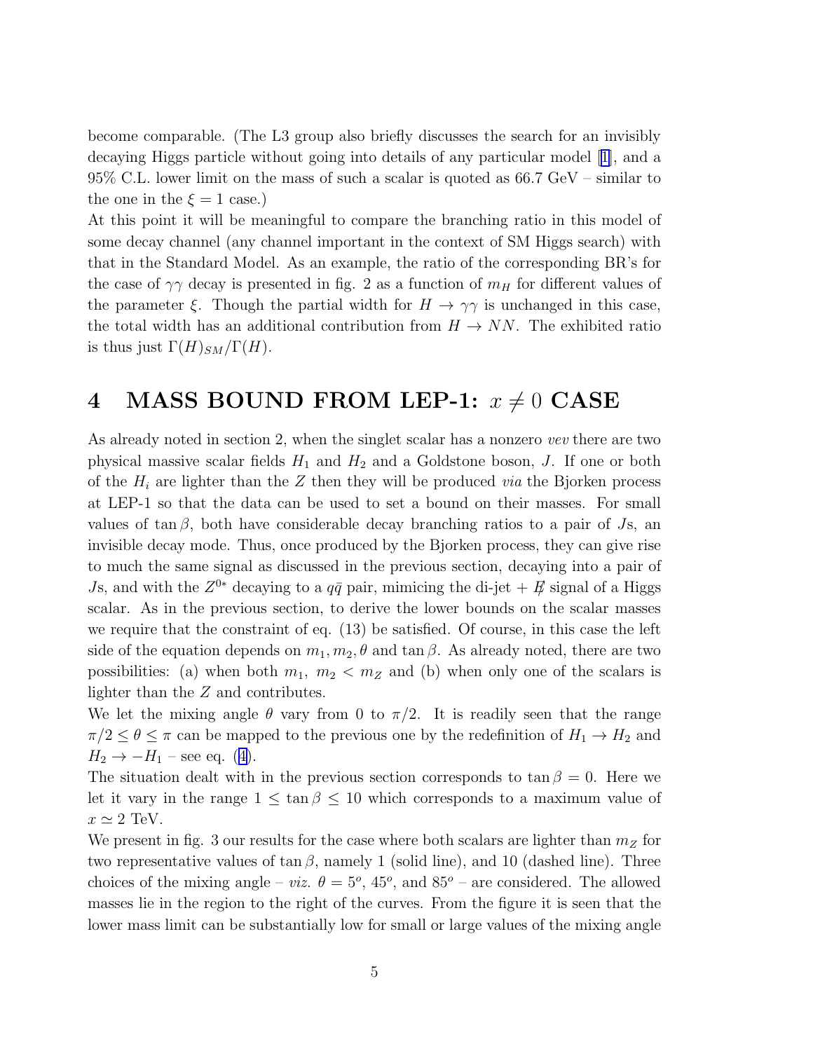become comparable. (The L3 group also briefly discusses the search for an invisibly decaying Higgs particle without going into details of any particular model [1], and a 95% C.L. lower limit on the mass of such a scalar is quoted as 66.7 GeV – similar to the one in the $\xi = 1$ case.)

At this point it will be meaningful to compare the branching ratio in this model of some decay channel (any channel important in the context of SM Higgs search) with that in the Standard Model. As an example, the ratio of the corresponding BR's for the case of $\gamma\gamma$ decay is presented in fig. 2 as a function of $m_H$ for different values of the parameter $\xi$. Though the partial width for $H \to \gamma\gamma$ is unchanged in this case, the total width has an additional contribution from $H \to NN$. The exhibited ratio is thus just $\Gamma(H)_{SM}/\Gamma(H)$.

# 4 MASS BOUND FROM LEP-1: $x \neq 0$ CASE

As already noted in section 2, when the singlet scalar has a nonzero *vev* there are two physical massive scalar fields $H_1$ and $H_2$ and a Goldstone boson, $J$. If one or both of the $H_i$ are lighter than the $Z$ then they will be produced *via* the Bjorken process at LEP-1 so that the data can be used to set a bound on their masses. For small values of $\tan\beta$, both have considerable decay branching ratios to a pair of $J$s, an invisible decay mode. Thus, once produced by the Bjorken process, they can give rise to much the same signal as discussed in the previous section, decaying into a pair of $J$s, and with the $Z^{0*}$ decaying to a $q\bar{q}$ pair, mimicing the di-jet + $\not{E}$ signal of a Higgs scalar. As in the previous section, to derive the lower bounds on the scalar masses we require that the constraint of eq. (13) be satisfied. Of course, in this case the left side of the equation depends on $m_1, m_2, \theta$ and $\tan\beta$. As already noted, there are two possibilities: (a) when both $m_1,\ m_2 < m_Z$ and (b) when only one of the scalars is lighter than the $Z$ and contributes.

We let the mixing angle $\theta$ vary from 0 to $\pi/2$. It is readily seen that the range $\pi/2 \leq \theta \leq \pi$ can be mapped to the previous one by the redefinition of $H_1 \to H_2$ and $H_2 \to -H_1$ – see eq. (4).

The situation dealt with in the previous section corresponds to $\tan\beta = 0$. Here we let it vary in the range $1 \leq \tan\beta \leq 10$ which corresponds to a maximum value of $x \simeq 2$ TeV.

We present in fig. 3 our results for the case where both scalars are lighter than $m_Z$ for two representative values of $\tan\beta$, namely 1 (solid line), and 10 (dashed line). Three choices of the mixing angle – *viz.* $\theta = 5^o$, $45^o$, and $85^o$ – are considered. The allowed masses lie in the region to the right of the curves. From the figure it is seen that the lower mass limit can be substantially low for small or large values of the mixing angle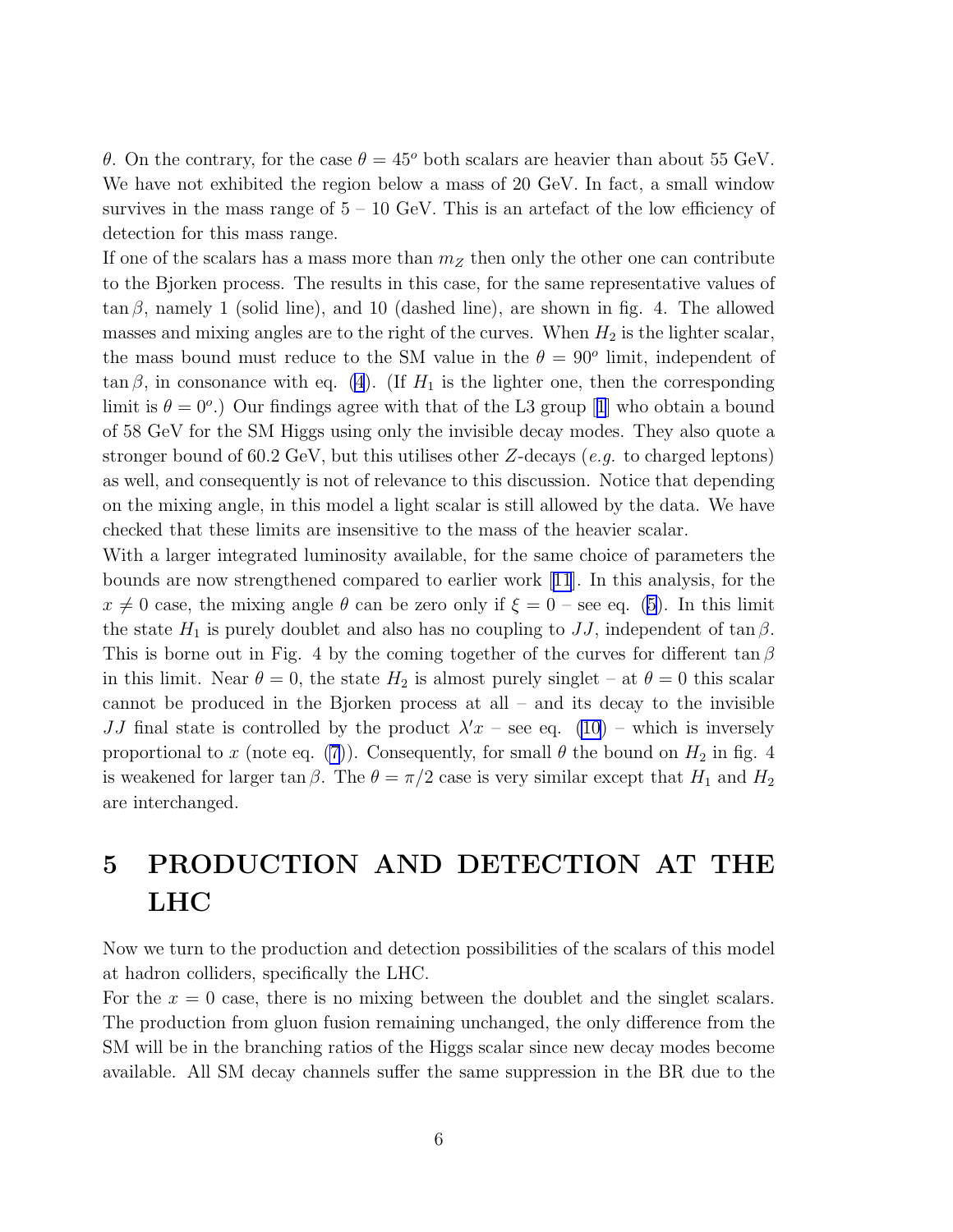$\theta$. On the contrary, for the case $\theta = 45^o$ both scalars are heavier than about 55 GeV. We have not exhibited the region below a mass of 20 GeV. In fact, a small window survives in the mass range of 5 – 10 GeV. This is an artefact of the low efficiency of detection for this mass range.

If one of the scalars has a mass more than $m_Z$ then only the other one can contribute to the Bjorken process. The results in this case, for the same representative values of $\tan\beta$, namely 1 (solid line), and 10 (dashed line), are shown in fig. 4. The allowed masses and mixing angles are to the right of the curves. When $H_2$ is the lighter scalar, the mass bound must reduce to the SM value in the $\theta = 90^o$ limit, independent of $\tan\beta$, in consonance with eq. (4). (If $H_1$ is the lighter one, then the corresponding limit is $\theta = 0^o$.) Our findings agree with that of the L3 group [1] who obtain a bound of 58 GeV for the SM Higgs using only the invisible decay modes. They also quote a stronger bound of 60.2 GeV, but this utilises other $Z$-decays (*e.g.* to charged leptons) as well, and consequently is not of relevance to this discussion. Notice that depending on the mixing angle, in this model a light scalar is still allowed by the data. We have checked that these limits are insensitive to the mass of the heavier scalar.

With a larger integrated luminosity available, for the same choice of parameters the bounds are now strengthened compared to earlier work [11]. In this analysis, for the $x \neq 0$ case, the mixing angle $\theta$ can be zero only if $\xi = 0$ – see eq. (5). In this limit the state $H_1$ is purely doublet and also has no coupling to $JJ$, independent of $\tan\beta$. This is borne out in Fig. 4 by the coming together of the curves for different $\tan\beta$ in this limit. Near $\theta = 0$, the state $H_2$ is almost purely singlet – at $\theta = 0$ this scalar cannot be produced in the Bjorken process at all – and its decay to the invisible $JJ$ final state is controlled by the product $\lambda' x$ – see eq. (10) – which is inversely proportional to $x$ (note eq. (7)). Consequently, for small $\theta$ the bound on $H_2$ in fig. 4 is weakened for larger $\tan\beta$. The $\theta = \pi/2$ case is very similar except that $H_1$ and $H_2$ are interchanged.

# 5 PRODUCTION AND DETECTION AT THE LHC

Now we turn to the production and detection possibilities of the scalars of this model at hadron colliders, specifically the LHC.

For the $x = 0$ case, there is no mixing between the doublet and the singlet scalars. The production from gluon fusion remaining unchanged, the only difference from the SM will be in the branching ratios of the Higgs scalar since new decay modes become available. All SM decay channels suffer the same suppression in the BR due to the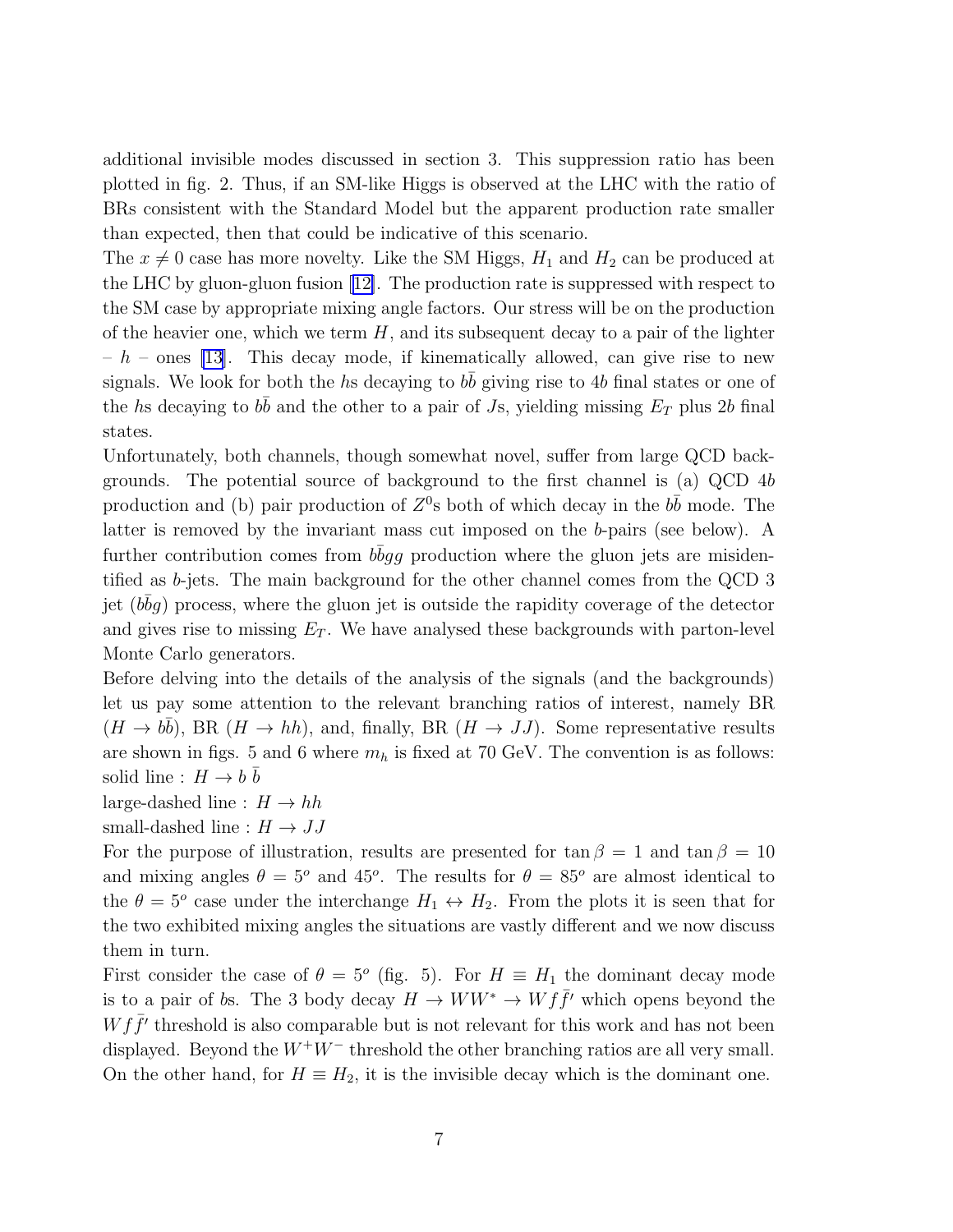additional invisible modes discussed in section 3. This suppression ratio has been plotted in fig. 2. Thus, if an SM-like Higgs is observed at the LHC with the ratio of BRs consistent with the Standard Model but the apparent production rate smaller than expected, then that could be indicative of this scenario.

The $x \neq 0$ case has more novelty. Like the SM Higgs, $H_1$ and $H_2$ can be produced at the LHC by gluon-gluon fusion [12]. The production rate is suppressed with respect to the SM case by appropriate mixing angle factors. Our stress will be on the production of the heavier one, which we term $H$, and its subsequent decay to a pair of the lighter – $h$ – ones [13]. This decay mode, if kinematically allowed, can give rise to new signals. We look for both the $h$s decaying to $b\bar{b}$ giving rise to $4b$ final states or one of the $h$s decaying to $b\bar{b}$ and the other to a pair of $J$s, yielding missing $E_T$ plus $2b$ final states.

Unfortunately, both channels, though somewhat novel, suffer from large QCD backgrounds. The potential source of background to the first channel is (a) QCD $4b$ production and (b) pair production of $Z^0$s both of which decay in the $b\bar{b}$ mode. The latter is removed by the invariant mass cut imposed on the $b$-pairs (see below). A further contribution comes from $b\bar{b}gg$ production where the gluon jets are misidentified as $b$-jets. The main background for the other channel comes from the QCD 3 jet ($b\bar{b}g$) process, where the gluon jet is outside the rapidity coverage of the detector and gives rise to missing $E_T$. We have analysed these backgrounds with parton-level Monte Carlo generators.

Before delving into the details of the analysis of the signals (and the backgrounds) let us pay some attention to the relevant branching ratios of interest, namely BR ($H \to b\bar{b}$), BR ($H \to hh$), and, finally, BR ($H \to JJ$). Some representative results are shown in figs. 5 and 6 where $m_h$ is fixed at 70 GeV. The convention is as follows:
solid line : $H \to b\ \bar{b}$
large-dashed line : $H \to hh$
small-dashed line : $H \to JJ$

For the purpose of illustration, results are presented for $\tan\beta = 1$ and $\tan\beta = 10$ and mixing angles $\theta = 5^o$ and $45^o$. The results for $\theta = 85^o$ are almost identical to the $\theta = 5^o$ case under the interchange $H_1 \leftrightarrow H_2$. From the plots it is seen that for the two exhibited mixing angles the situations are vastly different and we now discuss them in turn.

First consider the case of $\theta = 5^o$ (fig. 5). For $H \equiv H_1$ the dominant decay mode is to a pair of $b$s. The 3 body decay $H \to WW^* \to Wf\bar{f}'$ which opens beyond the $Wf\bar{f}'$ threshold is also comparable but is not relevant for this work and has not been displayed. Beyond the $W^+W^-$ threshold the other branching ratios are all very small. On the other hand, for $H \equiv H_2$, it is the invisible decay which is the dominant one.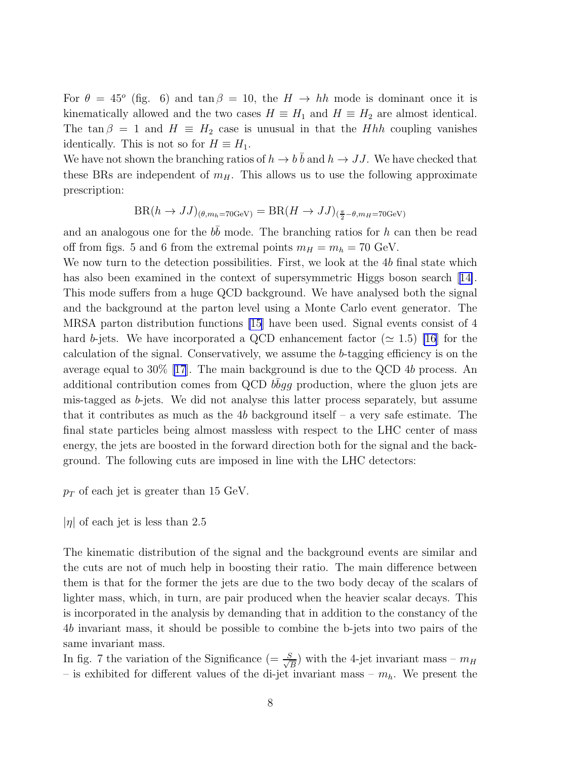For $\theta = 45^o$ (fig. 6) and $\tan\beta = 10$, the $H \to hh$ mode is dominant once it is kinematically allowed and the two cases $H \equiv H_1$ and $H \equiv H_2$ are almost identical. The $\tan\beta = 1$ and $H \equiv H_2$ case is unusual in that the $Hhh$ coupling vanishes identically. This is not so for $H \equiv H_1$.

We have not shown the branching ratios of $h \to b\,\bar{b}$ and $h \to JJ$. We have checked that these BRs are independent of $m_H$. This allows us to use the following approximate prescription:

$$\mathrm{BR}(h \to JJ)_{(\theta, m_h = 70\mathrm{GeV})} = \mathrm{BR}(H \to JJ)_{(\frac{\pi}{2} - \theta, m_H = 70\mathrm{GeV})}$$

and an analogous one for the $b\bar{b}$ mode. The branching ratios for $h$ can then be read off from figs. 5 and 6 from the extremal points $m_H = m_h = 70$ GeV.

We now turn to the detection possibilities. First, we look at the $4b$ final state which has also been examined in the context of supersymmetric Higgs boson search [14]. This mode suffers from a huge QCD background. We have analysed both the signal and the background at the parton level using a Monte Carlo event generator. The MRSA parton distribution functions [15] have been used. Signal events consist of 4 hard $b$-jets. We have incorporated a QCD enhancement factor ($\simeq 1.5$) [16] for the calculation of the signal. Conservatively, we assume the $b$-tagging efficiency is on the average equal to 30% [17]. The main background is due to the QCD $4b$ process. An additional contribution comes from QCD $b\bar{b}gg$ production, where the gluon jets are mis-tagged as $b$-jets. We did not analyse this latter process separately, but assume that it contributes as much as the $4b$ background itself – a very safe estimate. The final state particles being almost massless with respect to the LHC center of mass energy, the jets are boosted in the forward direction both for the signal and the background. The following cuts are imposed in line with the LHC detectors:

$p_T$ of each jet is greater than 15 GeV.

$|\eta|$ of each jet is less than 2.5

The kinematic distribution of the signal and the background events are similar and the cuts are not of much help in boosting their ratio. The main difference between them is that for the former the jets are due to the two body decay of the scalars of lighter mass, which, in turn, are pair produced when the heavier scalar decays. This is incorporated in the analysis by demanding that in addition to the constancy of the $4b$ invariant mass, it should be possible to combine the b-jets into two pairs of the same invariant mass.

In fig. 7 the variation of the Significance ($= \frac{S}{\sqrt{B}}$) with the 4-jet invariant mass – $m_H$ – is exhibited for different values of the di-jet invariant mass – $m_h$. We present the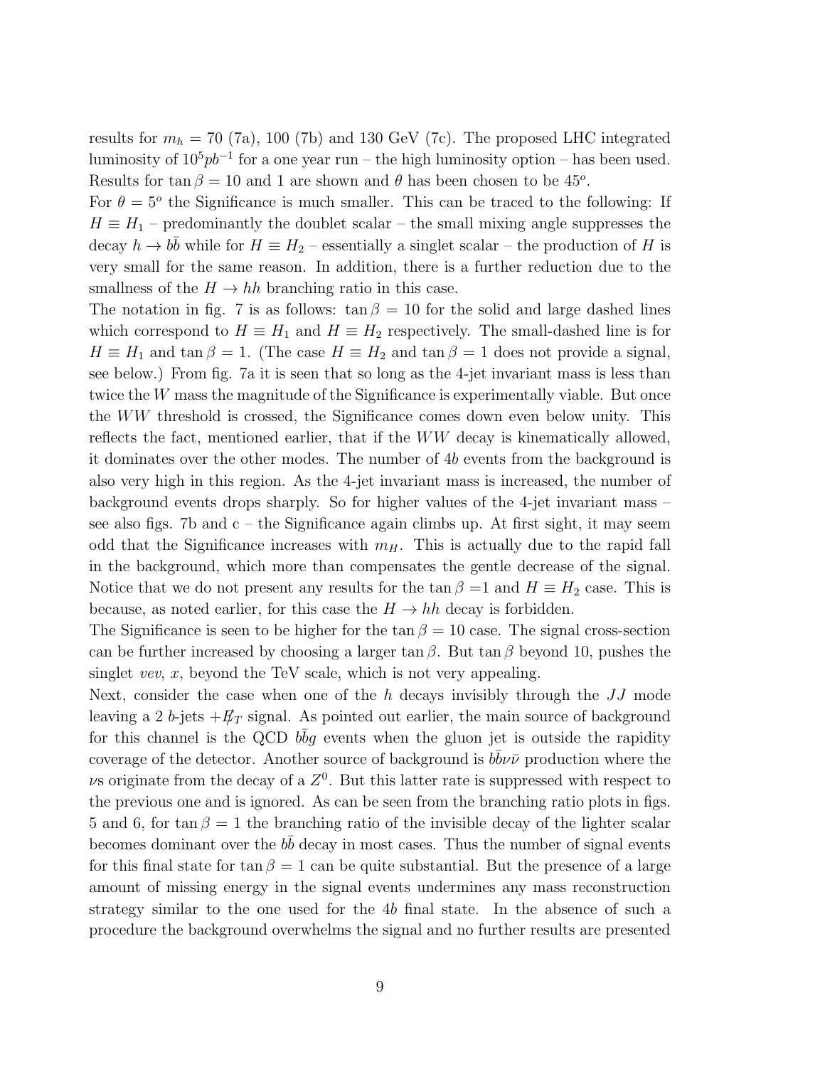results for $m_h$ = 70 (7a), 100 (7b) and 130 GeV (7c). The proposed LHC integrated luminosity of $10^5 pb^{-1}$ for a one year run – the high luminosity option – has been used. Results for $\tan\beta = 10$ and 1 are shown and $\theta$ has been chosen to be $45^o$.

For $\theta = 5^o$ the Significance is much smaller. This can be traced to the following: If $H \equiv H_1$ – predominantly the doublet scalar – the small mixing angle suppresses the decay $h \to b\bar{b}$ while for $H \equiv H_2$ – essentially a singlet scalar – the production of $H$ is very small for the same reason. In addition, there is a further reduction due to the smallness of the $H \to hh$ branching ratio in this case.

The notation in fig. 7 is as follows: $\tan\beta = 10$ for the solid and large dashed lines which correspond to $H \equiv H_1$ and $H \equiv H_2$ respectively. The small-dashed line is for $H \equiv H_1$ and $\tan\beta = 1$. (The case $H \equiv H_2$ and $\tan\beta = 1$ does not provide a signal, see below.) From fig. 7a it is seen that so long as the 4-jet invariant mass is less than twice the $W$ mass the magnitude of the Significance is experimentally viable. But once the $WW$ threshold is crossed, the Significance comes down even below unity. This reflects the fact, mentioned earlier, that if the $WW$ decay is kinematically allowed, it dominates over the other modes. The number of $4b$ events from the background is also very high in this region. As the 4-jet invariant mass is increased, the number of background events drops sharply. So for higher values of the 4-jet invariant mass – see also figs. 7b and c – the Significance again climbs up. At first sight, it may seem odd that the Significance increases with $m_H$. This is actually due to the rapid fall in the background, which more than compensates the gentle decrease of the signal. Notice that we do not present any results for the $\tan\beta$ =1 and $H \equiv H_2$ case. This is because, as noted earlier, for this case the $H \to hh$ decay is forbidden.

The Significance is seen to be higher for the $\tan\beta = 10$ case. The signal cross-section can be further increased by choosing a larger $\tan\beta$. But $\tan\beta$ beyond 10, pushes the singlet *vev*, $x$, beyond the TeV scale, which is not very appealing.

Next, consider the case when one of the $h$ decays invisibly through the $JJ$ mode leaving a 2 $b$-jets $+\not{E}_T$ signal. As pointed out earlier, the main source of background for this channel is the QCD $b\bar{b}g$ events when the gluon jet is outside the rapidity coverage of the detector. Another source of background is $b\bar{b}\nu\bar{\nu}$ production where the $\nu$s originate from the decay of a $Z^0$. But this latter rate is suppressed with respect to the previous one and is ignored. As can be seen from the branching ratio plots in figs. 5 and 6, for $\tan\beta = 1$ the branching ratio of the invisible decay of the lighter scalar becomes dominant over the $b\bar{b}$ decay in most cases. Thus the number of signal events for this final state for $\tan\beta = 1$ can be quite substantial. But the presence of a large amount of missing energy in the signal events undermines any mass reconstruction strategy similar to the one used for the $4b$ final state. In the absence of such a procedure the background overwhelms the signal and no further results are presented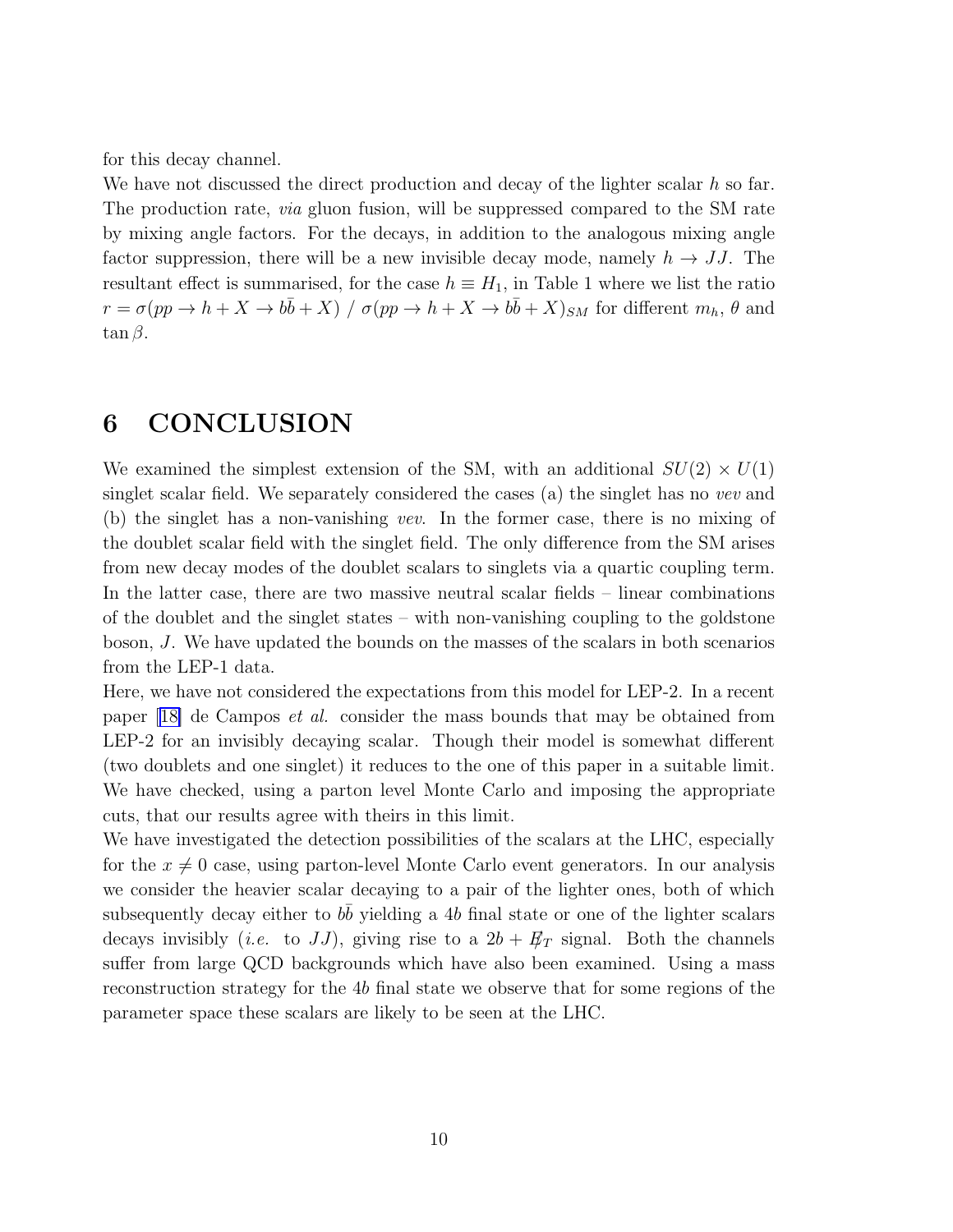for this decay channel.

We have not discussed the direct production and decay of the lighter scalar $h$ so far. The production rate, *via* gluon fusion, will be suppressed compared to the SM rate by mixing angle factors. For the decays, in addition to the analogous mixing angle factor suppression, there will be a new invisible decay mode, namely $h \to JJ$. The resultant effect is summarised, for the case $h \equiv H_1$, in Table 1 where we list the ratio $r = \sigma(pp \to h + X \to b\bar{b} + X) \;/\; \sigma(pp \to h + X \to b\bar{b} + X)_{SM}$ for different $m_h$, $\theta$ and $\tan\beta$.

# 6 CONCLUSION

We examined the simplest extension of the SM, with an additional $SU(2) \times U(1)$ singlet scalar field. We separately considered the cases (a) the singlet has no *vev* and (b) the singlet has a non-vanishing *vev*. In the former case, there is no mixing of the doublet scalar field with the singlet field. The only difference from the SM arises from new decay modes of the doublet scalars to singlets via a quartic coupling term. In the latter case, there are two massive neutral scalar fields – linear combinations of the doublet and the singlet states – with non-vanishing coupling to the goldstone boson, $J$. We have updated the bounds on the masses of the scalars in both scenarios from the LEP-1 data.

Here, we have not considered the expectations from this model for LEP-2. In a recent paper [18] de Campos *et al.* consider the mass bounds that may be obtained from LEP-2 for an invisibly decaying scalar. Though their model is somewhat different (two doublets and one singlet) it reduces to the one of this paper in a suitable limit. We have checked, using a parton level Monte Carlo and imposing the appropriate cuts, that our results agree with theirs in this limit.

We have investigated the detection possibilities of the scalars at the LHC, especially for the $x \neq 0$ case, using parton-level Monte Carlo event generators. In our analysis we consider the heavier scalar decaying to a pair of the lighter ones, both of which subsequently decay either to $b\bar{b}$ yielding a $4b$ final state or one of the lighter scalars decays invisibly (*i.e.* to $JJ$), giving rise to a $2b + \not{E}_T$ signal. Both the channels suffer from large QCD backgrounds which have also been examined. Using a mass reconstruction strategy for the $4b$ final state we observe that for some regions of the parameter space these scalars are likely to be seen at the LHC.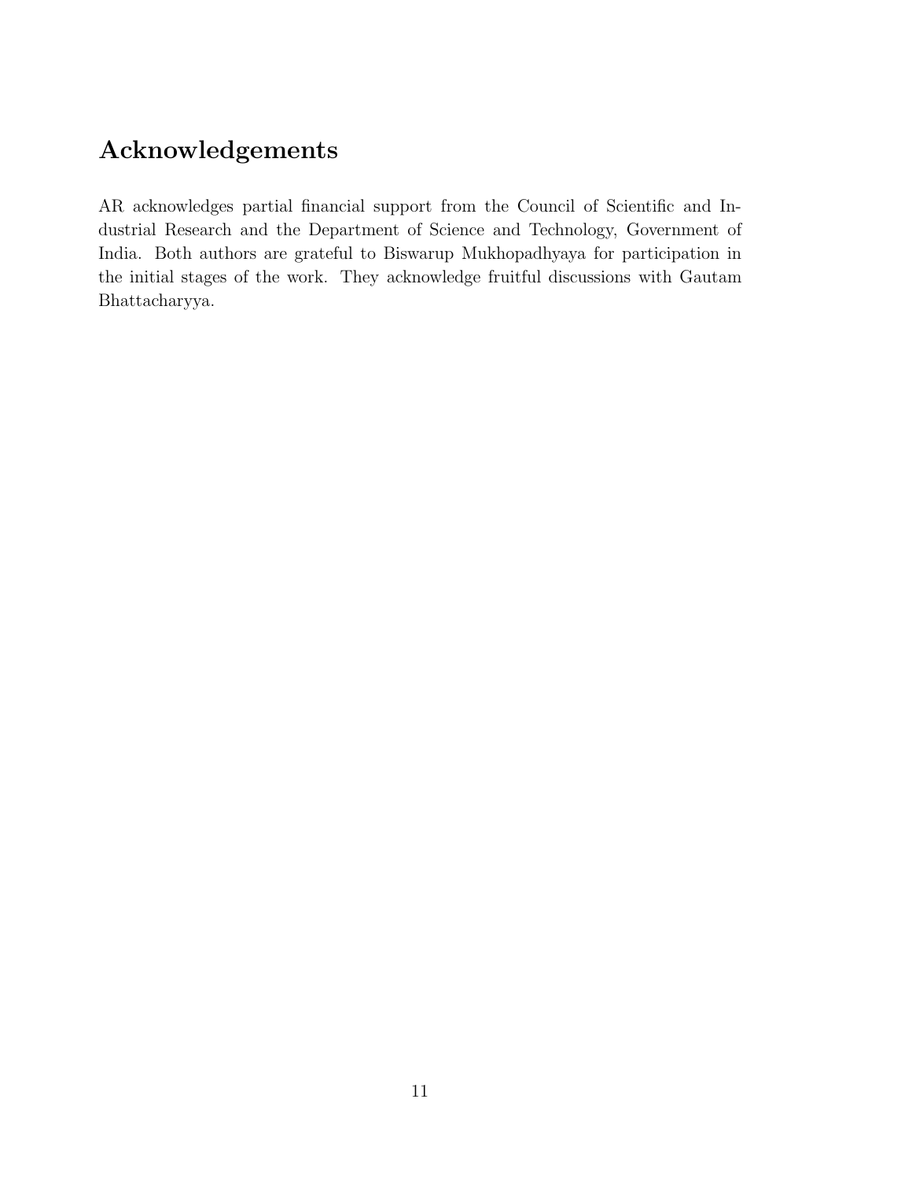## Acknowledgements

AR acknowledges partial financial support from the Council of Scientific and Industrial Research and the Department of Science and Technology, Government of India. Both authors are grateful to Biswarup Mukhopadhyaya for participation in the initial stages of the work. They acknowledge fruitful discussions with Gautam Bhattacharyya.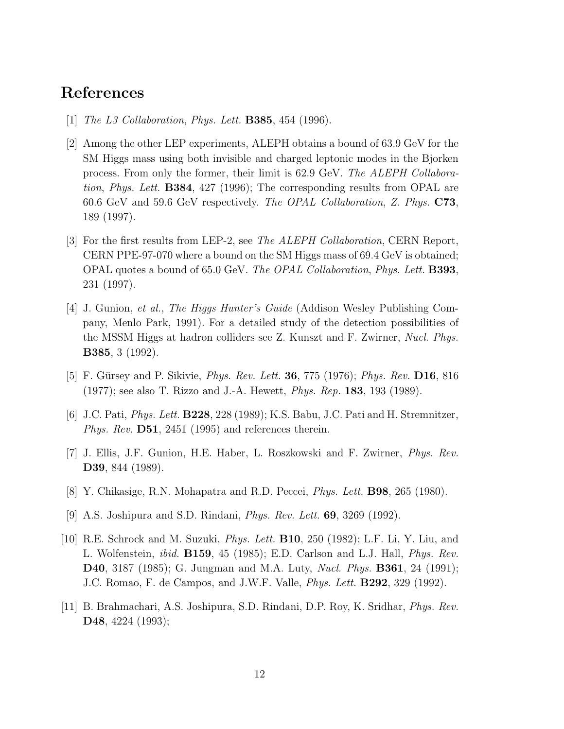# References

[1] *The L3 Collaboration*, *Phys. Lett.* **B385**, 454 (1996).

[2] Among the other LEP experiments, ALEPH obtains a bound of 63.9 GeV for the SM Higgs mass using both invisible and charged leptonic modes in the Bjorken process. From only the former, their limit is 62.9 GeV. *The ALEPH Collaboration*, *Phys. Lett.* **B384**, 427 (1996); The corresponding results from OPAL are 60.6 GeV and 59.6 GeV respectively. *The OPAL Collaboration*, *Z. Phys.* **C73**, 189 (1997).

[3] For the first results from LEP-2, see *The ALEPH Collaboration*, CERN Report, CERN PPE-97-070 where a bound on the SM Higgs mass of 69.4 GeV is obtained; OPAL quotes a bound of 65.0 GeV. *The OPAL Collaboration*, *Phys. Lett.* **B393**, 231 (1997).

[4] J. Gunion, *et al.*, *The Higgs Hunter's Guide* (Addison Wesley Publishing Company, Menlo Park, 1991). For a detailed study of the detection possibilities of the MSSM Higgs at hadron colliders see Z. Kunszt and F. Zwirner, *Nucl. Phys.* **B385**, 3 (1992).

[5] F. Gürsey and P. Sikivie, *Phys. Rev. Lett.* **36**, 775 (1976); *Phys. Rev.* **D16**, 816 (1977); see also T. Rizzo and J.-A. Hewett, *Phys. Rep.* **183**, 193 (1989).

[6] J.C. Pati, *Phys. Lett.* **B228**, 228 (1989); K.S. Babu, J.C. Pati and H. Stremnitzer, *Phys. Rev.* **D51**, 2451 (1995) and references therein.

[7] J. Ellis, J.F. Gunion, H.E. Haber, L. Roszkowski and F. Zwirner, *Phys. Rev.* **D39**, 844 (1989).

[8] Y. Chikasige, R.N. Mohapatra and R.D. Peccei, *Phys. Lett.* **B98**, 265 (1980).

[9] A.S. Joshipura and S.D. Rindani, *Phys. Rev. Lett.* **69**, 3269 (1992).

[10] R.E. Schrock and M. Suzuki, *Phys. Lett.* **B10**, 250 (1982); L.F. Li, Y. Liu, and L. Wolfenstein, *ibid.* **B159**, 45 (1985); E.D. Carlson and L.J. Hall, *Phys. Rev.* **D40**, 3187 (1985); G. Jungman and M.A. Luty, *Nucl. Phys.* **B361**, 24 (1991); J.C. Romao, F. de Campos, and J.W.F. Valle, *Phys. Lett.* **B292**, 329 (1992).

[11] B. Brahmachari, A.S. Joshipura, S.D. Rindani, D.P. Roy, K. Sridhar, *Phys. Rev.* **D48**, 4224 (1993);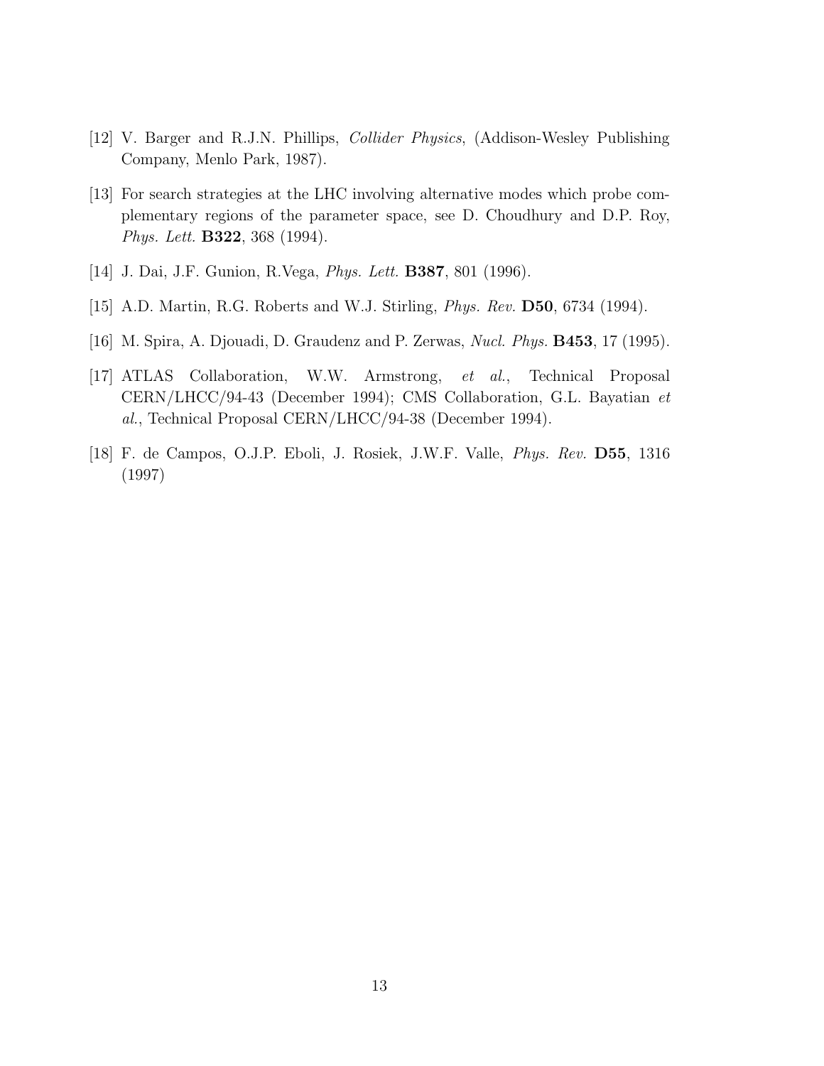[12] V. Barger and R.J.N. Phillips, *Collider Physics*, (Addison-Wesley Publishing Company, Menlo Park, 1987).

[13] For search strategies at the LHC involving alternative modes which probe complementary regions of the parameter space, see D. Choudhury and D.P. Roy, *Phys. Lett.* **B322**, 368 (1994).

[14] J. Dai, J.F. Gunion, R.Vega, *Phys. Lett.* **B387**, 801 (1996).

[15] A.D. Martin, R.G. Roberts and W.J. Stirling, *Phys. Rev.* **D50**, 6734 (1994).

[16] M. Spira, A. Djouadi, D. Graudenz and P. Zerwas, *Nucl. Phys.* **B453**, 17 (1995).

[17] ATLAS Collaboration, W.W. Armstrong, *et al.*, Technical Proposal CERN/LHCC/94-43 (December 1994); CMS Collaboration, G.L. Bayatian *et al.*, Technical Proposal CERN/LHCC/94-38 (December 1994).

[18] F. de Campos, O.J.P. Eboli, J. Rosiek, J.W.F. Valle, *Phys. Rev.* **D55**, 1316 (1997)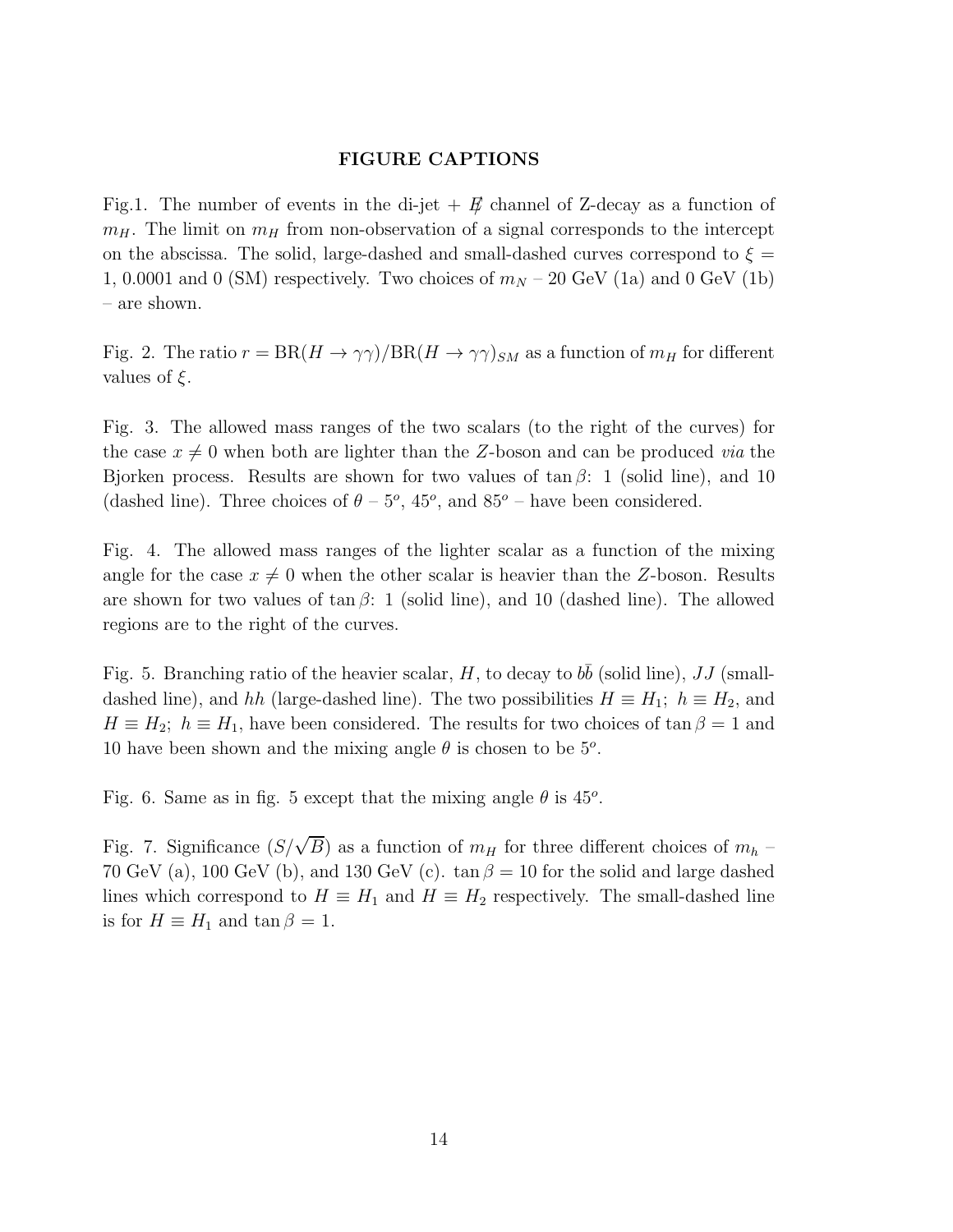## FIGURE CAPTIONS

Fig.1. The number of events in the di-jet + $\not{E}$ channel of Z-decay as a function of $m_H$. The limit on $m_H$ from non-observation of a signal corresponds to the intercept on the abscissa. The solid, large-dashed and small-dashed curves correspond to $\xi =$ 1, 0.0001 and 0 (SM) respectively. Two choices of $m_N$ – 20 GeV (1a) and 0 GeV (1b) – are shown.

Fig. 2. The ratio $r = \text{BR}(H \to \gamma\gamma)/\text{BR}(H \to \gamma\gamma)_{SM}$ as a function of $m_H$ for different values of $\xi$.

Fig. 3. The allowed mass ranges of the two scalars (to the right of the curves) for the case $x \neq 0$ when both are lighter than the $Z$-boson and can be produced *via* the Bjorken process. Results are shown for two values of $\tan\beta$: 1 (solid line), and 10 (dashed line). Three choices of $\theta$ – $5^o$, $45^o$, and $85^o$ – have been considered.

Fig. 4. The allowed mass ranges of the lighter scalar as a function of the mixing angle for the case $x \neq 0$ when the other scalar is heavier than the $Z$-boson. Results are shown for two values of $\tan\beta$: 1 (solid line), and 10 (dashed line). The allowed regions are to the right of the curves.

Fig. 5. Branching ratio of the heavier scalar, $H$, to decay to $b\bar{b}$ (solid line), $JJ$ (small-dashed line), and $hh$ (large-dashed line). The two possibilities $H \equiv H_1;\ h \equiv H_2$, and $H \equiv H_2;\ h \equiv H_1$, have been considered. The results for two choices of $\tan\beta = 1$ and 10 have been shown and the mixing angle $\theta$ is chosen to be $5^o$.

Fig. 6. Same as in fig. 5 except that the mixing angle $\theta$ is $45^o$.

Fig. 7. Significance ($S/\sqrt{B}$) as a function of $m_H$ for three different choices of $m_h$ – 70 GeV (a), 100 GeV (b), and 130 GeV (c). $\tan\beta = 10$ for the solid and large dashed lines which correspond to $H \equiv H_1$ and $H \equiv H_2$ respectively. The small-dashed line is for $H \equiv H_1$ and $\tan\beta = 1$.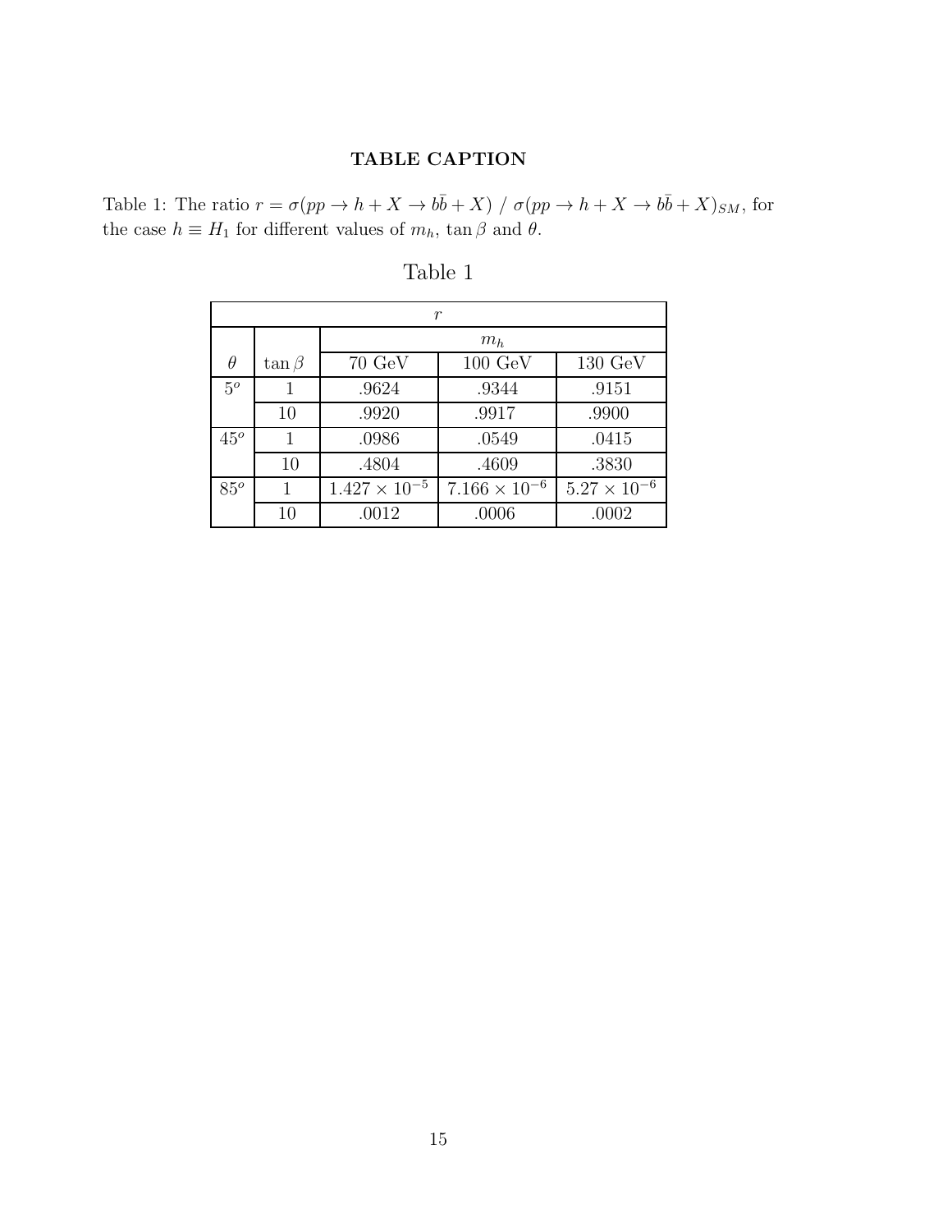## TABLE CAPTION

Table 1: The ratio $r = \sigma(pp \to h + X \to b\bar{b} + X) \ / \ \sigma(pp \to h + X \to b\bar{b} + X)_{SM}$, for the case $h \equiv H_1$ for different values of $m_h$, $\tan\beta$ and $\theta$.

Table 1

| $r$ | | | | |
|---|---|---|---|---|
| | | $m_h$ | | |
| $\theta$ | $\tan\beta$ | 70 GeV | 100 GeV | 130 GeV |
| $5^o$ | 1 | .9624 | .9344 | .9151 |
| | 10 | .9920 | .9917 | .9900 |
| $45^o$ | 1 | .0986 | .0549 | .0415 |
| | 10 | .4804 | .4609 | .3830 |
| $85^o$ | 1 | $1.427 \times 10^{-5}$ | $7.166 \times 10^{-6}$ | $5.27 \times 10^{-6}$ |
| | 10 | .0012 | .0006 | .0002 |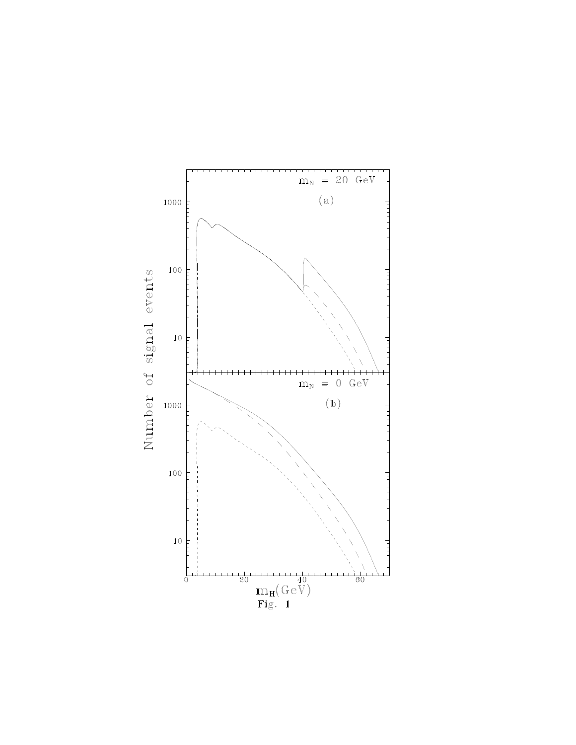Fig. 1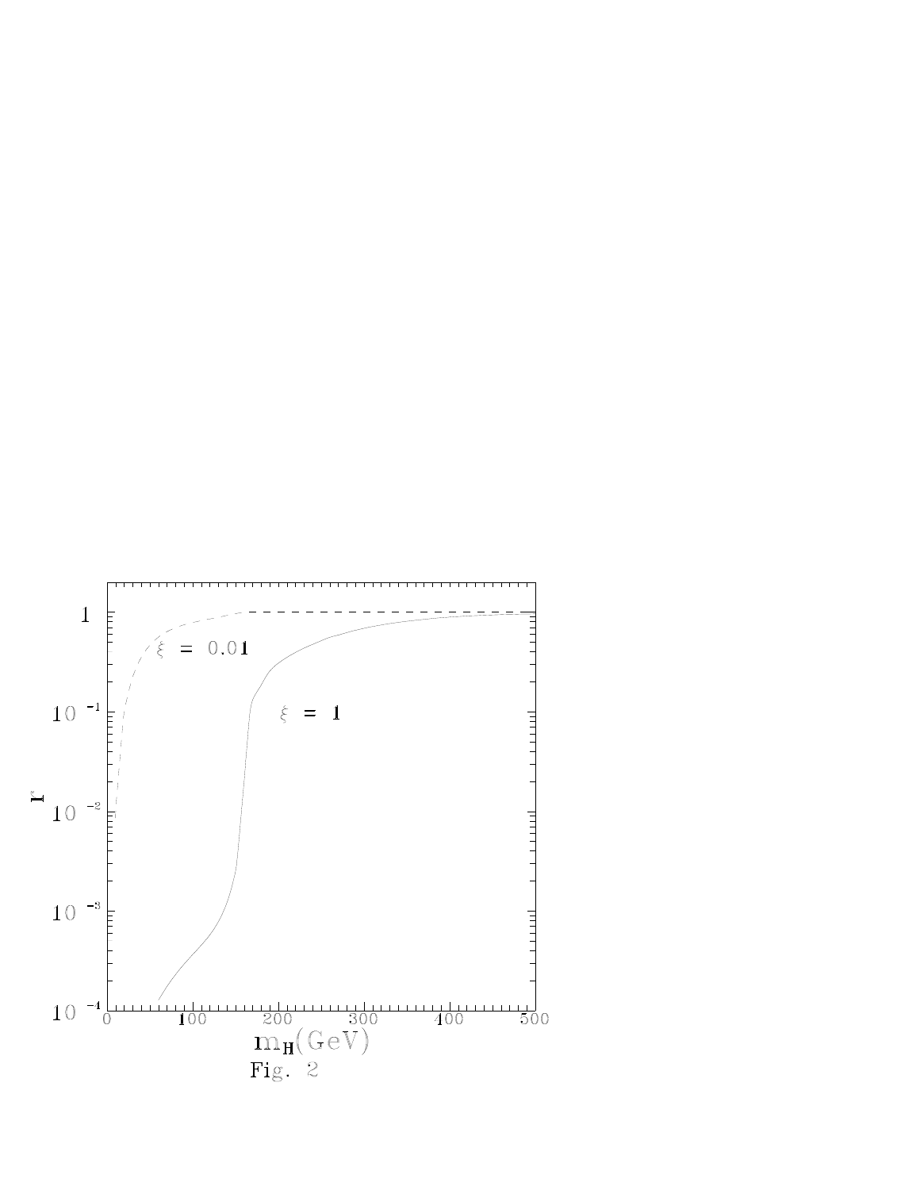Fig. 2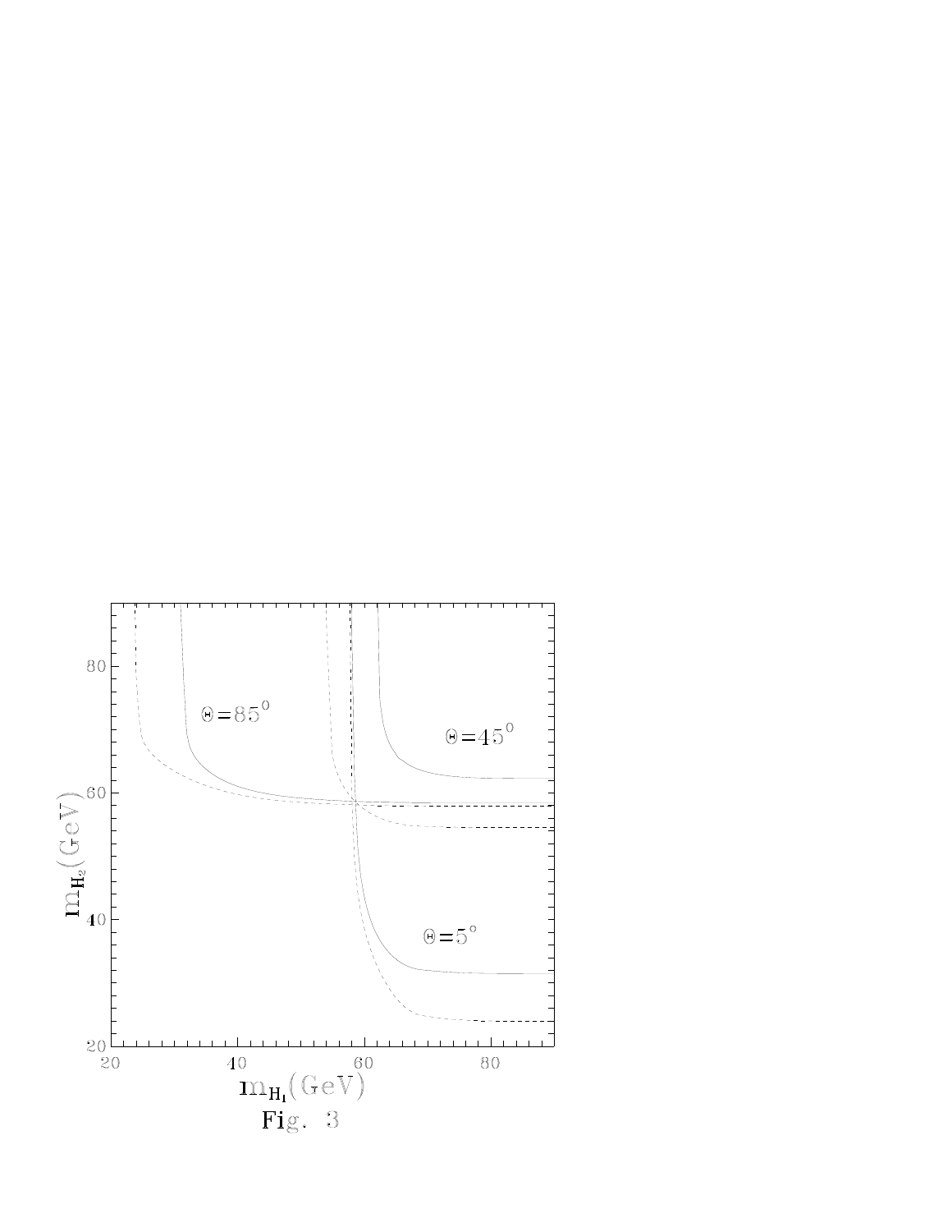Fig. 3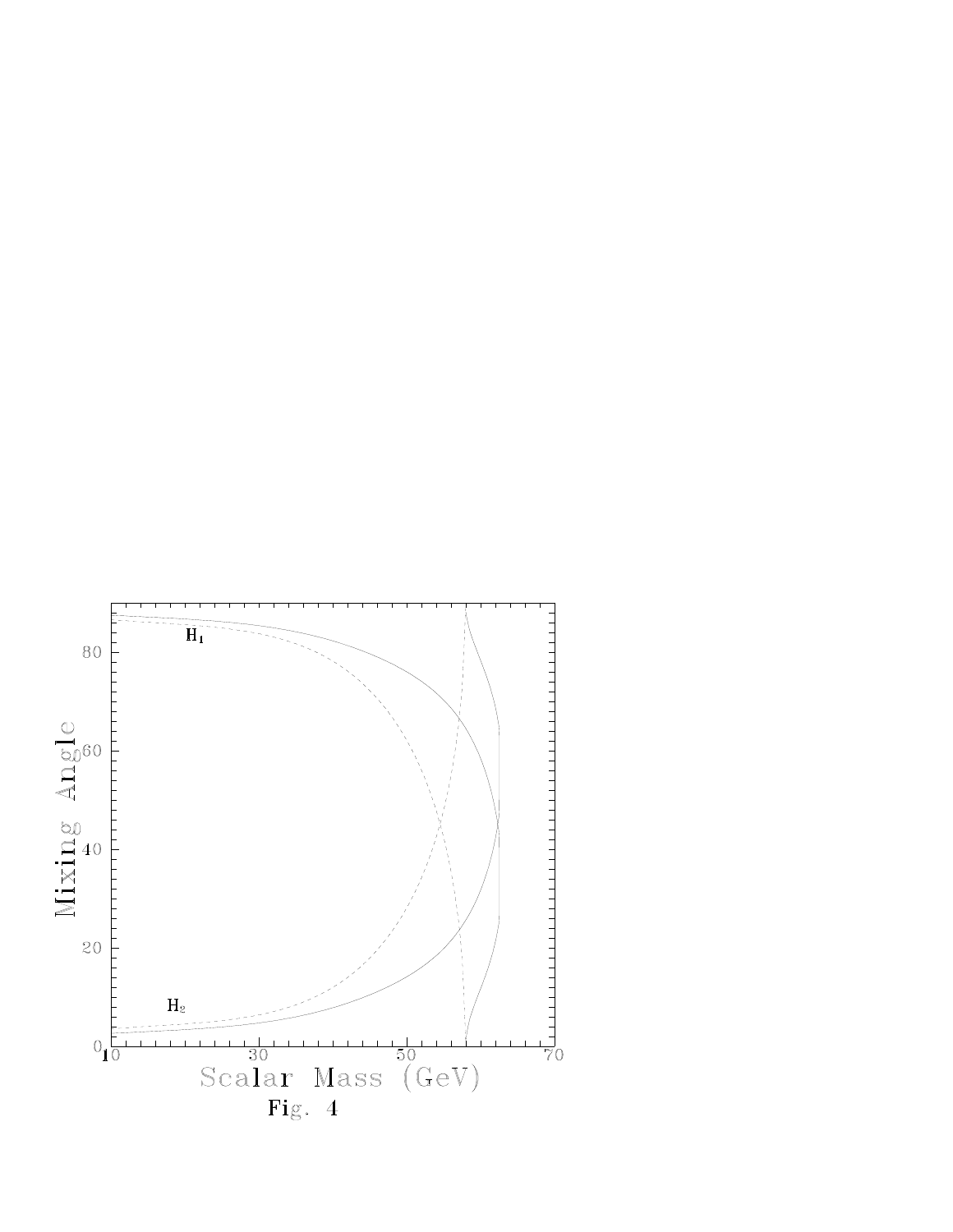Fig. 4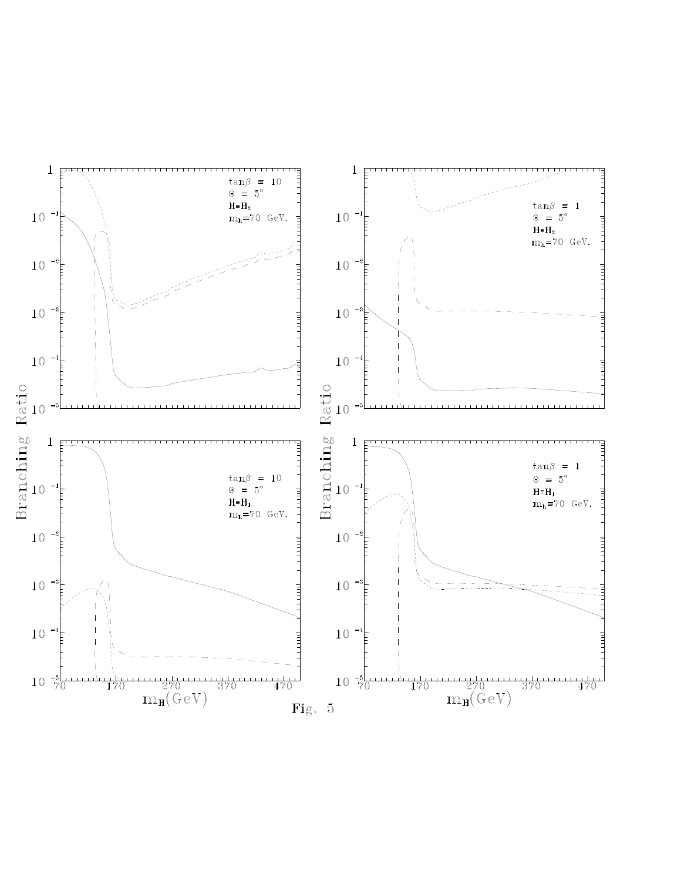Fig. 5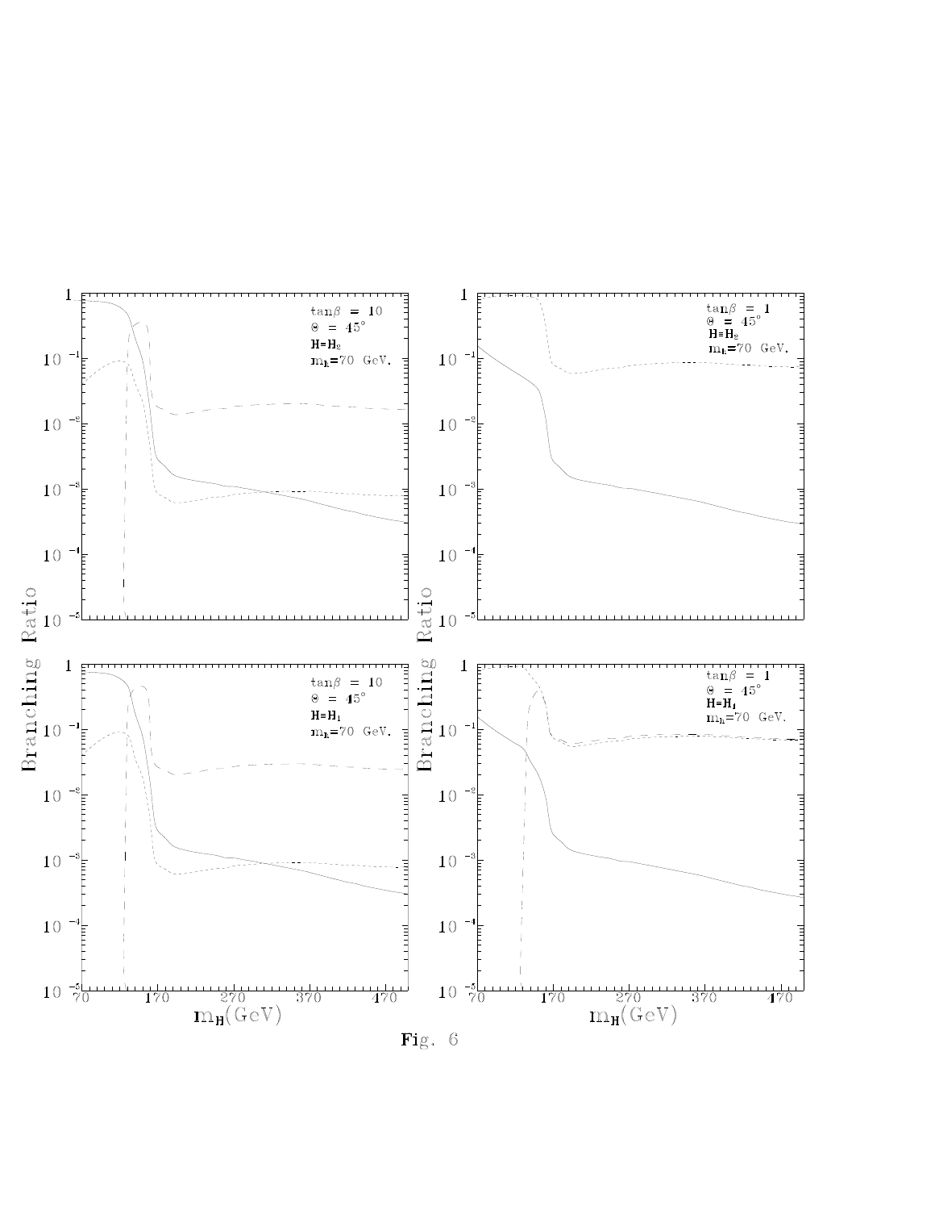Fig. 6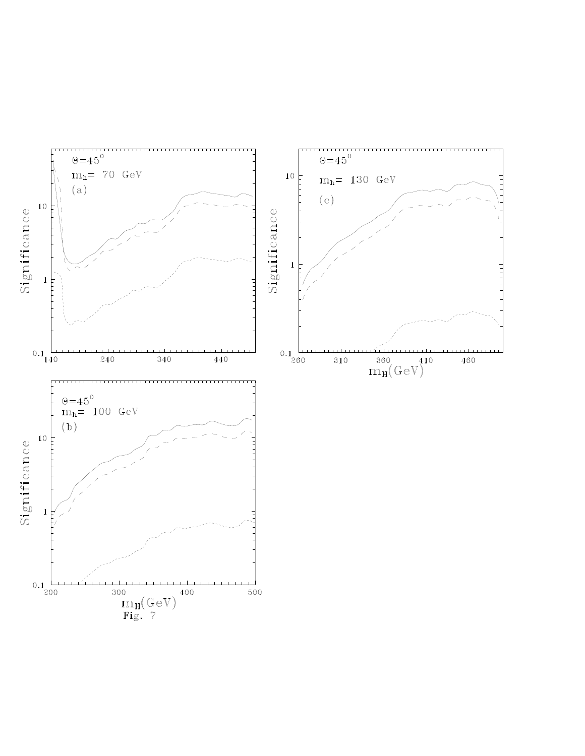$\Theta=45^0$

$m_h$= 70 GeV

(a)

Significance

0.1

1

10

140

240

340

440

$\Theta=45^0$

$m_h$= 130 GeV

(c)

Significance

0.1

1

10

260

310

360

410

460

$m_H$(GeV)

$\Theta=45^0$

$m_h$= 100 GeV

(b)

Significance

0.1

1

10

200

300

400

500

$m_H$(GeV)

Fig. 7